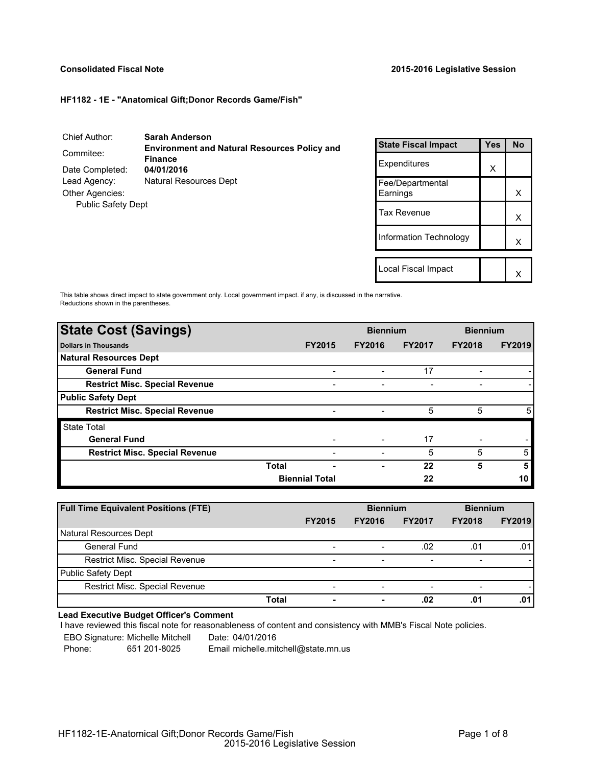**Consolidated Fiscal Note** **2015-2016 Legislative Session**

**HF1182 - 1E - "Anatomical Gift;Donor Records Game/Fish"**

| | |
|---|---|
| Chief Author: | **Sarah Anderson** |
| Commitee: | **Environment and Natural Resources Policy and Finance** |
| Date Completed: | **04/01/2016** |
| Lead Agency: | Natural Resources Dept |
| Other Agencies: | |
| Public Safety Dept | |

| State Fiscal Impact | Yes | No |
|---|---|---|
| Expenditures | X | |
| Fee/Departmental Earnings | | X |
| Tax Revenue | | X |
| Information Technology | | X |
| Local Fiscal Impact | | X |

This table shows direct impact to state government only. Local government impact. if any, is discussed in the narrative. Reductions shown in the parentheses.

| **State Cost (Savings)** | | Biennium | | Biennium | |
|---|---|---|---|---|---|
| **Dollars in Thousands** | **FY2015** | **FY2016** | **FY2017** | **FY2018** | **FY2019** |
| **Natural Resources Dept** | | | | | |
| **General Fund** | - | - | 17 | - | - |
| **Restrict Misc. Special Revenue** | - | - | - | - | - |
| **Public Safety Dept** | | | | | |
| **Restrict Misc. Special Revenue** | - | - | 5 | 5 | 5 |
| State Total | | | | | |
| **General Fund** | - | - | 17 | - | - |
| **Restrict Misc. Special Revenue** | - | - | 5 | 5 | 5 |
| **Total** | **-** | **-** | **22** | **5** | **5** |
| **Biennial Total** | | | **22** | | **10** |

| **Full Time Equivalent Positions (FTE)** | | Biennium | | Biennium | |
|---|---|---|---|---|---|
| | **FY2015** | **FY2016** | **FY2017** | **FY2018** | **FY2019** |
| Natural Resources Dept | | | | | |
| General Fund | - | - | .02 | .01 | .01 |
| Restrict Misc. Special Revenue | - | - | - | - | - |
| Public Safety Dept | | | | | |
| Restrict Misc. Special Revenue | - | - | - | - | - |
| **Total** | **-** | **-** | **.02** | **.01** | **.01** |

**Lead Executive Budget Officer's Comment**

I have reviewed this fiscal note for reasonableness of content and consistency with MMB's Fiscal Note policies.

EBO Signature: Michelle Mitchell Date: 04/01/2016

Phone: 651 201-8025 Email michelle.mitchell@state.mn.us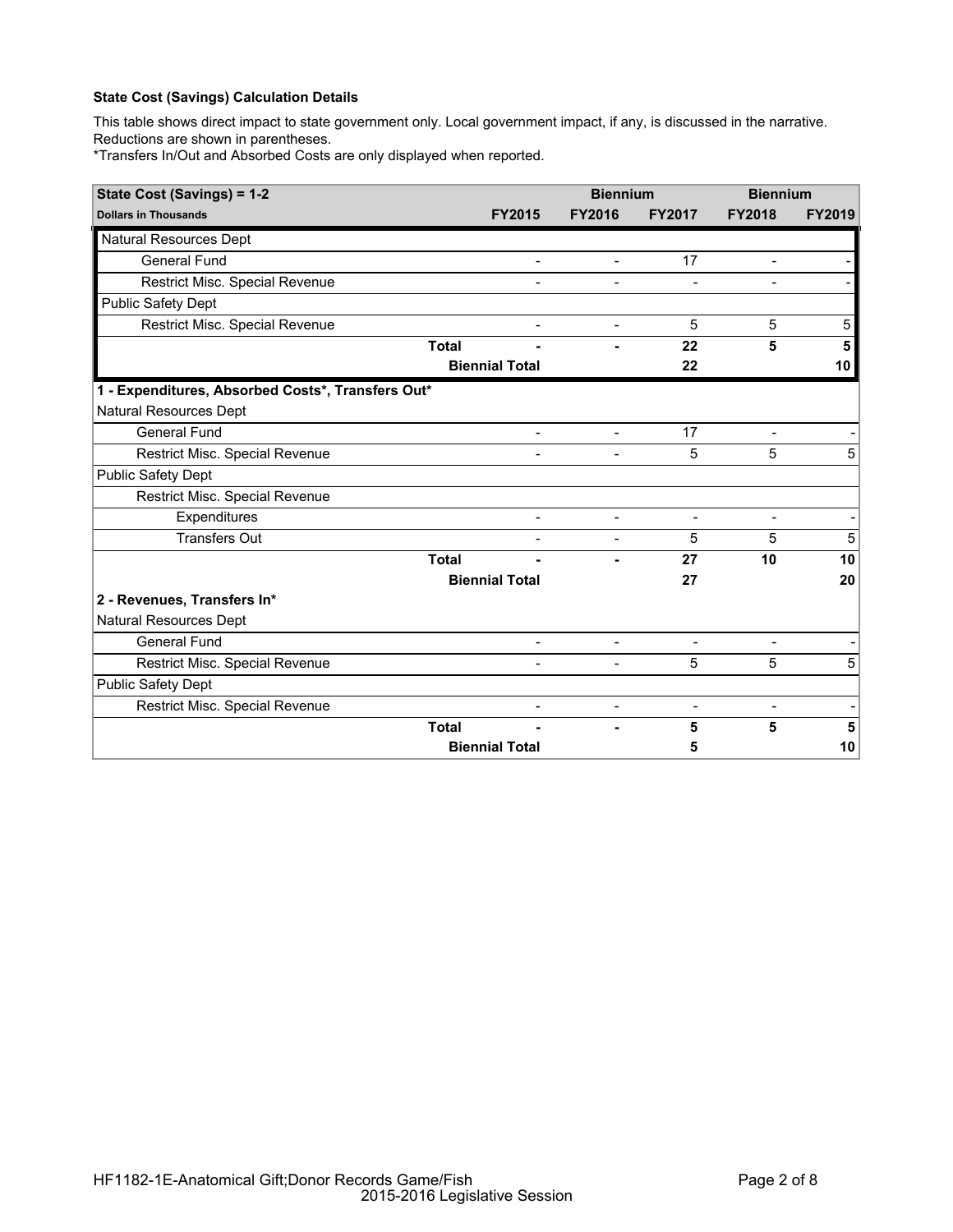**State Cost (Savings) Calculation Details**

This table shows direct impact to state government only. Local government impact, if any, is discussed in the narrative. Reductions are shown in parentheses.

*Transfers In/Out and Absorbed Costs are only displayed when reported.

| State Cost (Savings) = 1-2 | | Biennium | | Biennium | |
|---|---|---|---|---|---|
| **Dollars in Thousands** | **FY2015** | **FY2016** | **FY2017** | **FY2018** | **FY2019** |
| Natural Resources Dept | | | | | |
| General Fund | - | - | 17 | - | - |
| Restrict Misc. Special Revenue | - | - | - | - | - |
| Public Safety Dept | | | | | |
| Restrict Misc. Special Revenue | - | - | 5 | 5 | 5 |
| **Total** | **-** | **-** | **22** | **5** | **5** |
| **Biennial Total** | | | **22** | | **10** |
| **1 - Expenditures, Absorbed Costs*, Transfers Out*** | | | | | |
| Natural Resources Dept | | | | | |
| General Fund | - | - | 17 | - | - |
| Restrict Misc. Special Revenue | - | - | 5 | 5 | 5 |
| Public Safety Dept | | | | | |
| Restrict Misc. Special Revenue | | | | | |
| Expenditures | - | - | - | - | - |
| Transfers Out | - | - | 5 | 5 | 5 |
| **Total** | **-** | **-** | **27** | **10** | **10** |
| **Biennial Total** | | | **27** | | **20** |
| **2 - Revenues, Transfers In*** | | | | | |
| Natural Resources Dept | | | | | |
| General Fund | - | - | - | - | - |
| Restrict Misc. Special Revenue | - | - | 5 | 5 | 5 |
| Public Safety Dept | | | | | |
| Restrict Misc. Special Revenue | - | - | - | - | - |
| **Total** | **-** | **-** | **5** | **5** | **5** |
| **Biennial Total** | | | **5** | | **10** |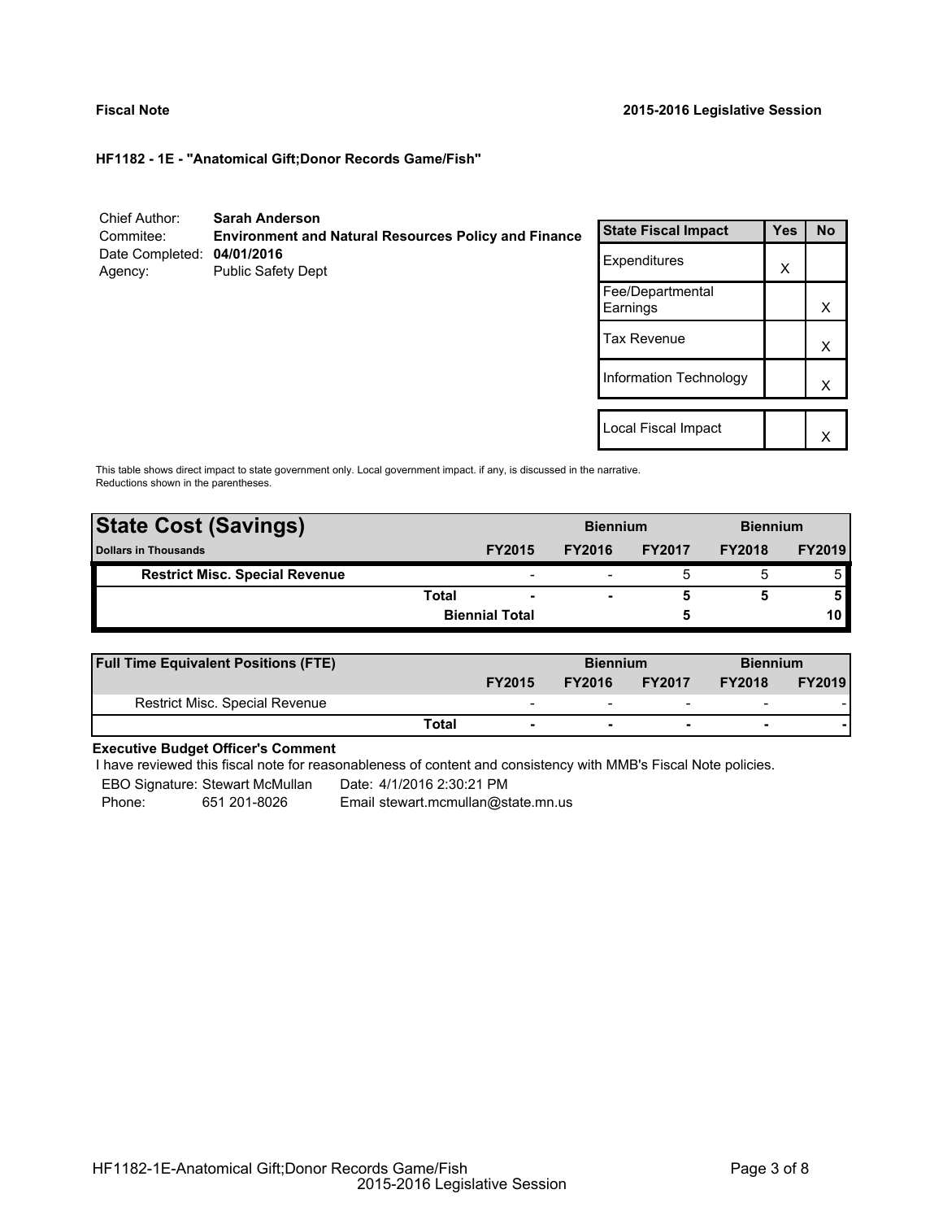**Fiscal Note** 2015-2016 Legislative Session

**HF1182 - 1E - "Anatomical Gift;Donor Records Game/Fish"**

| | |
|---|---|
| Chief Author: | **Sarah Anderson** |
| Commitee: | **Environment and Natural Resources Policy and Finance** |
| Date Completed: | **04/01/2016** |
| Agency: | Public Safety Dept |

| State Fiscal Impact | Yes | No |
|---|---|---|
| Expenditures | X | |
| Fee/Departmental Earnings | | X |
| Tax Revenue | | X |
| Information Technology | | X |
| Local Fiscal Impact | | X |

This table shows direct impact to state government only. Local government impact. if any, is discussed in the narrative. Reductions shown in the parentheses.

| **State Cost (Savings)** | | Biennium | | Biennium | |
|---|---|---|---|---|---|
| **Dollars in Thousands** | **FY2015** | **FY2016** | **FY2017** | **FY2018** | **FY2019** |
| **Restrict Misc. Special Revenue** | - | - | 5 | 5 | 5 |
| **Total** | - | - | 5 | 5 | 5 |
| **Biennial Total** | | | 5 | | 10 |

| **Full Time Equivalent Positions (FTE)** | | Biennium | | Biennium | |
|---|---|---|---|---|---|
| | **FY2015** | **FY2016** | **FY2017** | **FY2018** | **FY2019** |
| Restrict Misc. Special Revenue | - | - | - | - | - |
| **Total** | - | - | - | - | - |

**Executive Budget Officer's Comment**

I have reviewed this fiscal note for reasonableness of content and consistency with MMB's Fiscal Note policies.

EBO Signature: Stewart McMullan    Date: 4/1/2016 2:30:21 PM
Phone: 651 201-8026    Email stewart.mcmullan@state.mn.us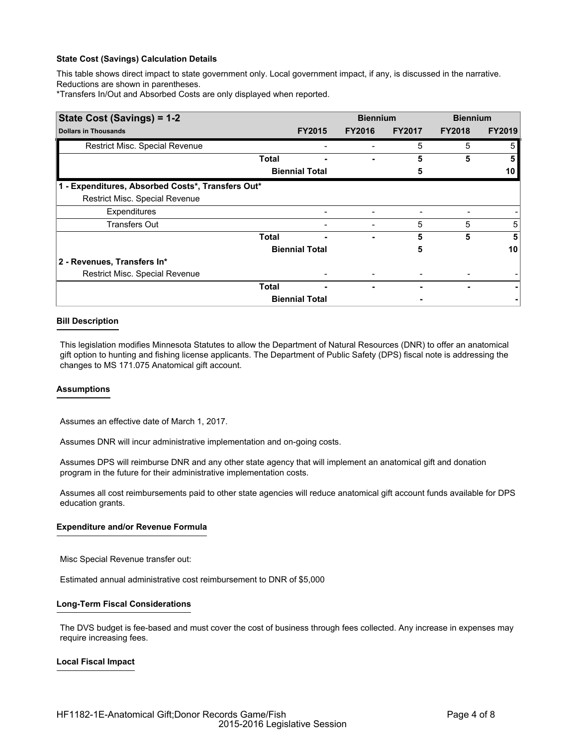**State Cost (Savings) Calculation Details**

This table shows direct impact to state government only. Local government impact, if any, is discussed in the narrative. Reductions are shown in parentheses.

*Transfers In/Out and Absorbed Costs are only displayed when reported.

| State Cost (Savings) = 1-2 | | | Biennium | | Biennium | |
|---|---|---|---|---|---|---|
| **Dollars in Thousands** | | **FY2015** | **FY2016** | **FY2017** | **FY2018** | **FY2019** |
| Restrict Misc. Special Revenue | | - | - | 5 | 5 | 5 |
| | **Total** | **-** | **-** | **5** | **5** | **5** |
| | **Biennial Total** | | | **5** | | **10** |
| **1 - Expenditures, Absorbed Costs*, Transfers Out*** | | | | | | |
| Restrict Misc. Special Revenue | | | | | | |
| Expenditures | | - | - | - | - | - |
| Transfers Out | | - | - | 5 | 5 | 5 |
| | **Total** | **-** | **-** | **5** | **5** | **5** |
| | **Biennial Total** | | | **5** | | **10** |
| **2 - Revenues, Transfers In*** | | | | | | |
| Restrict Misc. Special Revenue | | - | - | - | - | - |
| | **Total** | **-** | **-** | **-** | **-** | **-** |
| | **Biennial Total** | | | **-** | | **-** |

**Bill Description**

This legislation modifies Minnesota Statutes to allow the Department of Natural Resources (DNR) to offer an anatomical gift option to hunting and fishing license applicants. The Department of Public Safety (DPS) fiscal note is addressing the changes to MS 171.075 Anatomical gift account.

**Assumptions**

Assumes an effective date of March 1, 2017.

Assumes DNR will incur administrative implementation and on-going costs.

Assumes DPS will reimburse DNR and any other state agency that will implement an anatomical gift and donation program in the future for their administrative implementation costs.

Assumes all cost reimbursements paid to other state agencies will reduce anatomical gift account funds available for DPS education grants.

**Expenditure and/or Revenue Formula**

Misc Special Revenue transfer out:

Estimated annual administrative cost reimbursement to DNR of $5,000

**Long-Term Fiscal Considerations**

The DVS budget is fee-based and must cover the cost of business through fees collected. Any increase in expenses may require increasing fees.

**Local Fiscal Impact**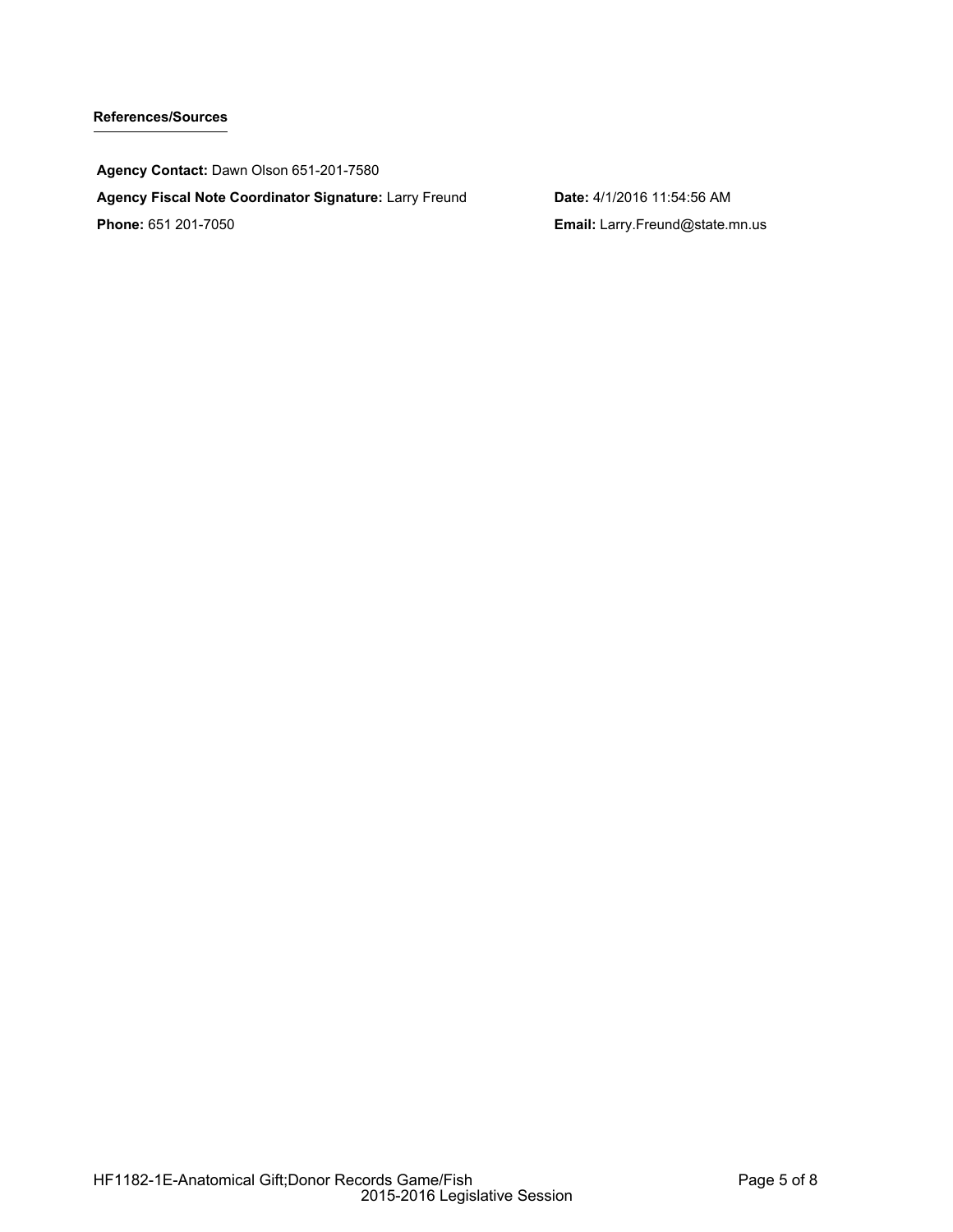### References/Sources

**Agency Contact:** Dawn Olson 651-201-7580

**Agency Fiscal Note Coordinator Signature:** Larry Freund

**Date:** 4/1/2016 11:54:56 AM

**Phone:** 651 201-7050

**Email:** Larry.Freund@state.mn.us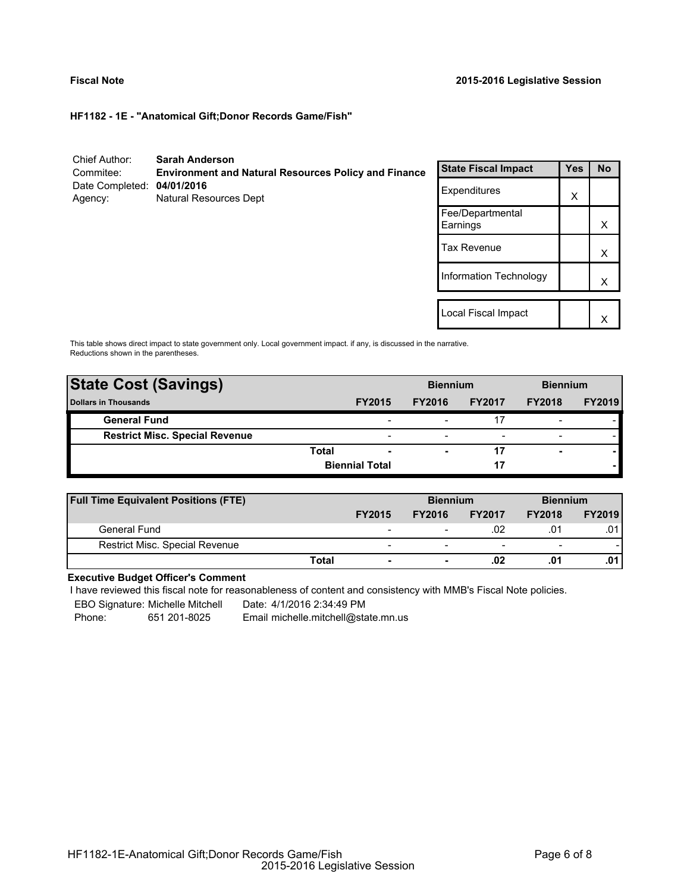**Fiscal Note** | **2015-2016 Legislative Session**

### HF1182 - 1E - "Anatomical Gift;Donor Records Game/Fish"

Chief Author: **Sarah Anderson**
Commitee: **Environment and Natural Resources Policy and Finance**
Date Completed: **04/01/2016**
Agency: Natural Resources Dept

| State Fiscal Impact | Yes | No |
|---|---|---|
| Expenditures | X | |
| Fee/Departmental Earnings | | X |
| Tax Revenue | | X |
| Information Technology | | X |
| Local Fiscal Impact | | X |

This table shows direct impact to state government only. Local government impact. if any, is discussed in the narrative.
Reductions shown in the parentheses.

| **State Cost (Savings)** | | Biennium | | Biennium | |
|---|---|---|---|---|---|
| **Dollars in Thousands** | **FY2015** | **FY2016** | **FY2017** | **FY2018** | **FY2019** |
| **General Fund** | - | - | 17 | - | - |
| **Restrict Misc. Special Revenue** | - | - | - | - | - |
| **Total** | **-** | **-** | **17** | **-** | **-** |
| **Biennial Total** | | | **17** | | **-** |

| **Full Time Equivalent Positions (FTE)** | | Biennium | | Biennium | |
|---|---|---|---|---|---|
| | **FY2015** | **FY2016** | **FY2017** | **FY2018** | **FY2019** |
| General Fund | - | - | .02 | .01 | .01 |
| Restrict Misc. Special Revenue | - | - | - | - | - |
| **Total** | **-** | **-** | **.02** | **.01** | **.01** |

**Executive Budget Officer's Comment**

I have reviewed this fiscal note for reasonableness of content and consistency with MMB's Fiscal Note policies.

EBO Signature: Michelle Mitchell    Date: 4/1/2016 2:34:49 PM
Phone: 651 201-8025    Email michelle.mitchell@state.mn.us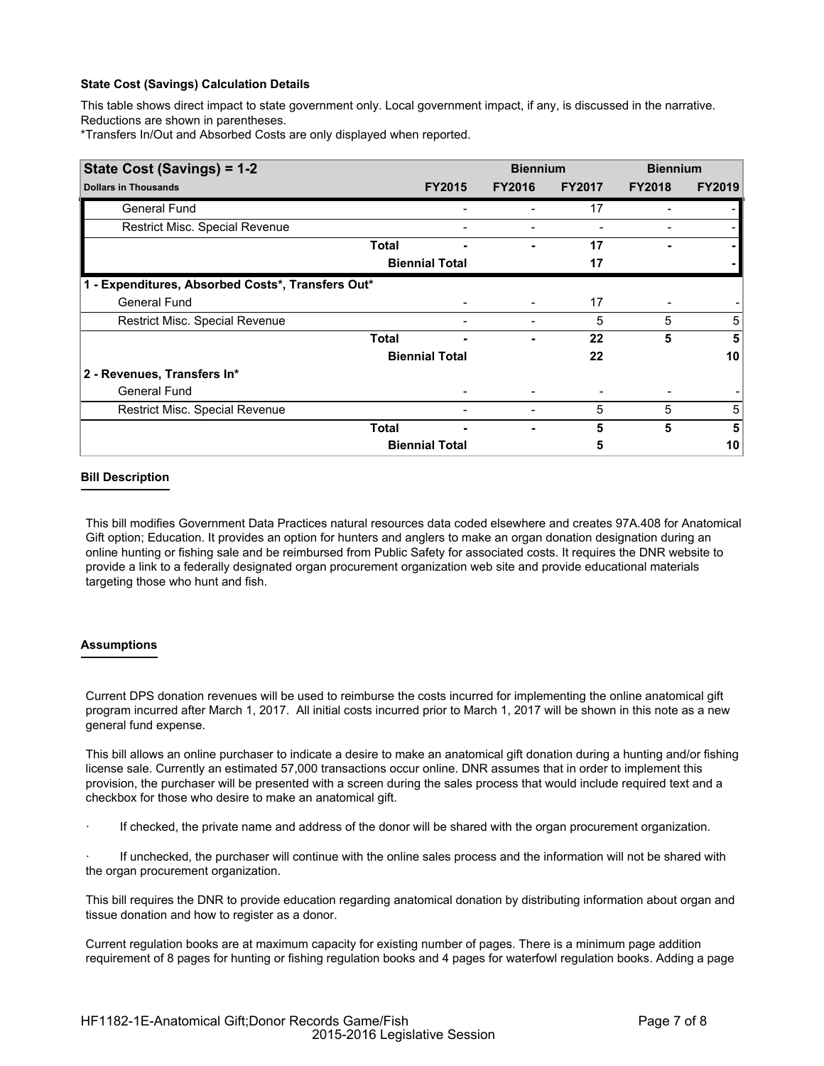### State Cost (Savings) Calculation Details

This table shows direct impact to state government only. Local government impact, if any, is discussed in the narrative. Reductions are shown in parentheses.

*Transfers In/Out and Absorbed Costs are only displayed when reported.

| State Cost (Savings) = 1-2 | | | Biennium | | Biennium | |
|---|---|---|---|---|---|---|
| Dollars in Thousands | | FY2015 | FY2016 | FY2017 | FY2018 | FY2019 |
| General Fund | | - | - | 17 | - | - |
| Restrict Misc. Special Revenue | | - | - | - | - | - |
| | Total | - | - | 17 | - | - |
| | Biennial Total | | | 17 | | - |
| **1 - Expenditures, Absorbed Costs*, Transfers Out*** | | | | | | |
| General Fund | | - | - | 17 | - | - |
| Restrict Misc. Special Revenue | | - | - | 5 | 5 | 5 |
| | Total | - | - | 22 | 5 | 5 |
| | Biennial Total | | | 22 | | 10 |
| **2 - Revenues, Transfers In*** | | | | | | |
| General Fund | | - | - | - | - | - |
| Restrict Misc. Special Revenue | | - | - | 5 | 5 | 5 |
| | Total | - | - | 5 | 5 | 5 |
| | Biennial Total | | | 5 | | 10 |

### Bill Description

This bill modifies Government Data Practices natural resources data coded elsewhere and creates 97A.408 for Anatomical Gift option; Education. It provides an option for hunters and anglers to make an organ donation designation during an online hunting or fishing sale and be reimbursed from Public Safety for associated costs. It requires the DNR website to provide a link to a federally designated organ procurement organization web site and provide educational materials targeting those who hunt and fish.

### Assumptions

Current DPS donation revenues will be used to reimburse the costs incurred for implementing the online anatomical gift program incurred after March 1, 2017. All initial costs incurred prior to March 1, 2017 will be shown in this note as a new general fund expense.

This bill allows an online purchaser to indicate a desire to make an anatomical gift donation during a hunting and/or fishing license sale. Currently an estimated 57,000 transactions occur online. DNR assumes that in order to implement this provision, the purchaser will be presented with a screen during the sales process that would include required text and a checkbox for those who desire to make an anatomical gift.

- If checked, the private name and address of the donor will be shared with the organ procurement organization.
- If unchecked, the purchaser will continue with the online sales process and the information will not be shared with the organ procurement organization.

This bill requires the DNR to provide education regarding anatomical donation by distributing information about organ and tissue donation and how to register as a donor.

Current regulation books are at maximum capacity for existing number of pages. There is a minimum page addition requirement of 8 pages for hunting or fishing regulation books and 4 pages for waterfowl regulation books. Adding a page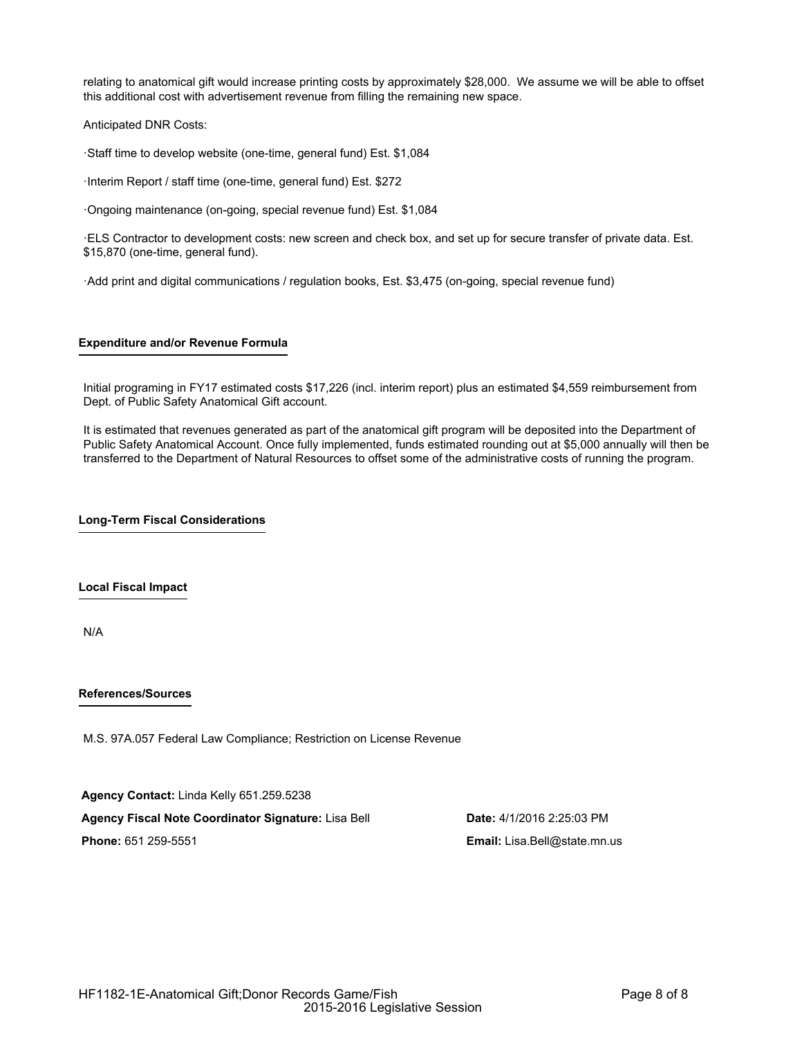relating to anatomical gift would increase printing costs by approximately $28,000. We assume we will be able to offset this additional cost with advertisement revenue from filling the remaining new space.

Anticipated DNR Costs:

·Staff time to develop website (one-time, general fund) Est. $1,084

·Interim Report / staff time (one-time, general fund) Est. $272

·Ongoing maintenance (on-going, special revenue fund) Est. $1,084

·ELS Contractor to development costs: new screen and check box, and set up for secure transfer of private data. Est. $15,870 (one-time, general fund).

·Add print and digital communications / regulation books, Est. $3,475 (on-going, special revenue fund)

## Expenditure and/or Revenue Formula

Initial programing in FY17 estimated costs $17,226 (incl. interim report) plus an estimated $4,559 reimbursement from Dept. of Public Safety Anatomical Gift account.

It is estimated that revenues generated as part of the anatomical gift program will be deposited into the Department of Public Safety Anatomical Account. Once fully implemented, funds estimated rounding out at $5,000 annually will then be transferred to the Department of Natural Resources to offset some of the administrative costs of running the program.

## Long-Term Fiscal Considerations

## Local Fiscal Impact

N/A

## References/Sources

M.S. 97A.057 Federal Law Compliance; Restriction on License Revenue

**Agency Contact:** Linda Kelly 651.259.5238

**Agency Fiscal Note Coordinator Signature:** Lisa Bell

**Date:** 4/1/2016 2:25:03 PM

**Phone:** 651 259-5551

**Email:** Lisa.Bell@state.mn.us